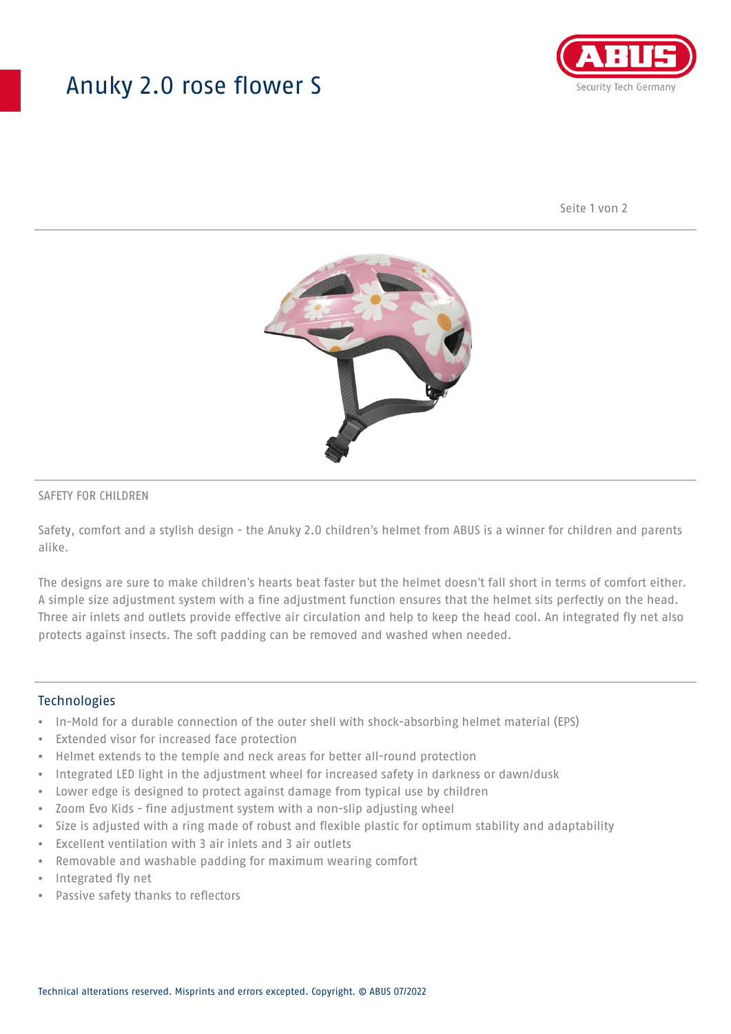# Anuky 2.0 rose flower S

SAFETY FOR CHILDREN

Safety, comfort and a stylish design - the Anuky 2.0 children's helmet from ABUS is a winner for children and parents alike.

The designs are sure to make children's hearts beat faster but the helmet doesn't fall short in terms of comfort either. A simple size adjustment system with a fine adjustment function ensures that the helmet sits perfectly on the head. Three air inlets and outlets provide effective air circulation and help to keep the head cool. An integrated fly net also protects against insects. The soft padding can be removed and washed when needed.

## Technologies

- In-Mold for a durable connection of the outer shell with shock-absorbing helmet material (EPS)
- Extended visor for increased face protection
- Helmet extends to the temple and neck areas for better all-round protection
- Integrated LED light in the adjustment wheel for increased safety in darkness or dawn/dusk
- Lower edge is designed to protect against damage from typical use by children
- Zoom Evo Kids - fine adjustment system with a non-slip adjusting wheel
- Size is adjusted with a ring made of robust and flexible plastic for optimum stability and adaptability
- Excellent ventilation with 3 air inlets and 3 air outlets
- Removable and washable padding for maximum wearing comfort
- Integrated fly net
- Passive safety thanks to reflectors

Technical alterations reserved. Misprints and errors excepted. Copyright. © ABUS 07/2022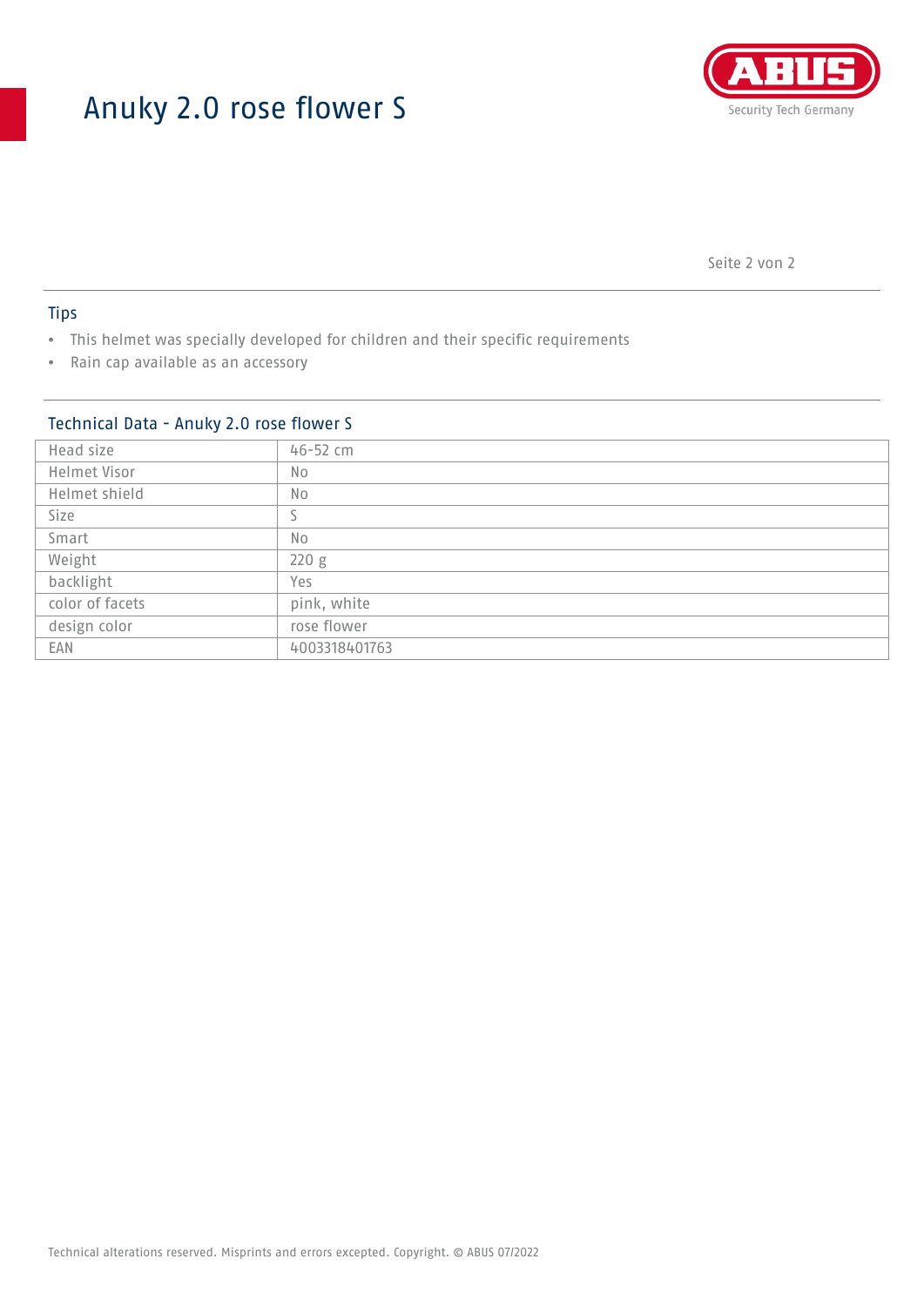# Anuky 2.0 rose flower S

## Tips

- This helmet was specially developed for children and their specific requirements
- Rain cap available as an accessory

## Technical Data - Anuky 2.0 rose flower S

| | |
|---|---|
| Head size | 46-52 cm |
| Helmet Visor | No |
| Helmet shield | No |
| Size | S |
| Smart | No |
| Weight | 220 g |
| backlight | Yes |
| color of facets | pink, white |
| design color | rose flower |
| EAN | 4003318401763 |

Technical alterations reserved. Misprints and errors excepted. Copyright. © ABUS 07/2022